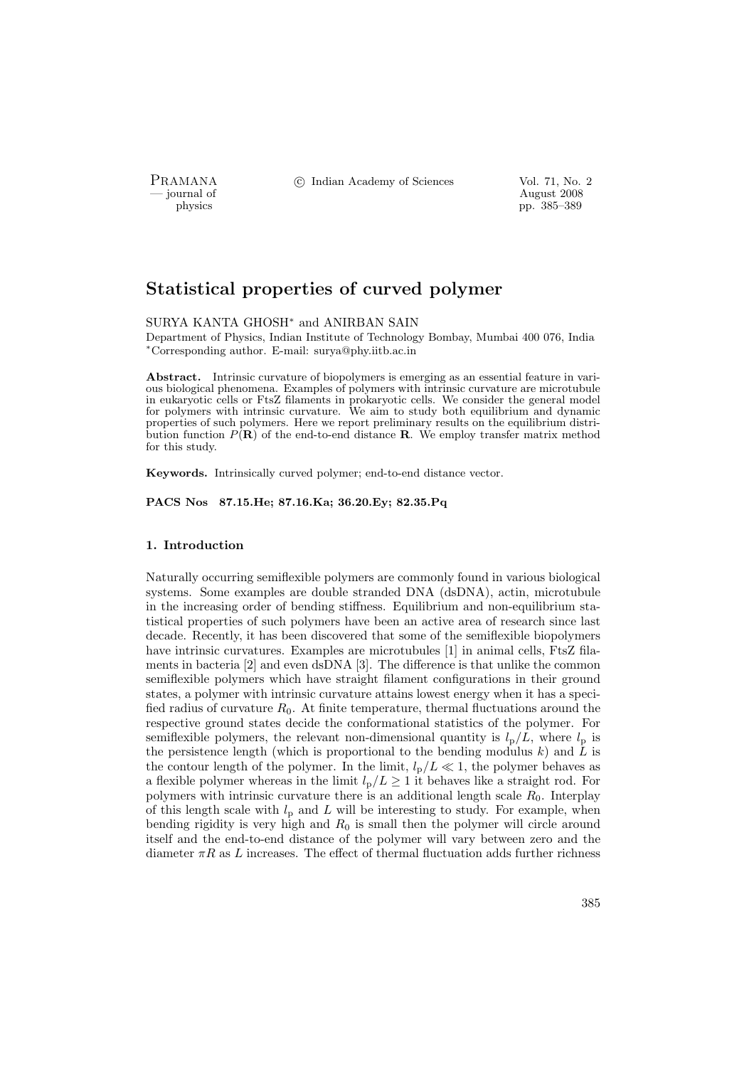# Statistical properties of curved polymer

SURYA KANTA GHOSH* and ANIRBAN SAIN

Department of Physics, Indian Institute of Technology Bombay, Mumbai 400 076, India
*Corresponding author. E-mail: surya@phy.iitb.ac.in

**Abstract.** Intrinsic curvature of biopolymers is emerging as an essential feature in various biological phenomena. Examples of polymers with intrinsic curvature are microtubule in eukaryotic cells or FtsZ filaments in prokaryotic cells. We consider the general model for polymers with intrinsic curvature. We aim to study both equilibrium and dynamic properties of such polymers. Here we report preliminary results on the equilibrium distribution function $P(\mathbf{R})$ of the end-to-end distance $\mathbf{R}$. We employ transfer matrix method for this study.

**Keywords.** Intrinsically curved polymer; end-to-end distance vector.

**PACS Nos 87.15.He; 87.16.Ka; 36.20.Ey; 82.35.Pq**

### 1. Introduction

Naturally occurring semiflexible polymers are commonly found in various biological systems. Some examples are double stranded DNA (dsDNA), actin, microtubule in the increasing order of bending stiffness. Equilibrium and non-equilibrium statistical properties of such polymers have been an active area of research since last decade. Recently, it has been discovered that some of the semiflexible biopolymers have intrinsic curvatures. Examples are microtubules [1] in animal cells, FtsZ filaments in bacteria [2] and even dsDNA [3]. The difference is that unlike the common semiflexible polymers which have straight filament configurations in their ground states, a polymer with intrinsic curvature attains lowest energy when it has a specified radius of curvature $R_0$. At finite temperature, thermal fluctuations around the respective ground states decide the conformational statistics of the polymer. For semiflexible polymers, the relevant non-dimensional quantity is $l_{\mathrm{p}}/L$, where $l_{\mathrm{p}}$ is the persistence length (which is proportional to the bending modulus $k$) and $L$ is the contour length of the polymer. In the limit, $l_{\mathrm{p}}/L \ll 1$, the polymer behaves as a flexible polymer whereas in the limit $l_{\mathrm{p}}/L \geq 1$ it behaves like a straight rod. For polymers with intrinsic curvature there is an additional length scale $R_0$. Interplay of this length scale with $l_{\mathrm{p}}$ and $L$ will be interesting to study. For example, when bending rigidity is very high and $R_0$ is small then the polymer will circle around itself and the end-to-end distance of the polymer will vary between zero and the diameter $\pi R$ as $L$ increases. The effect of thermal fluctuation adds further richness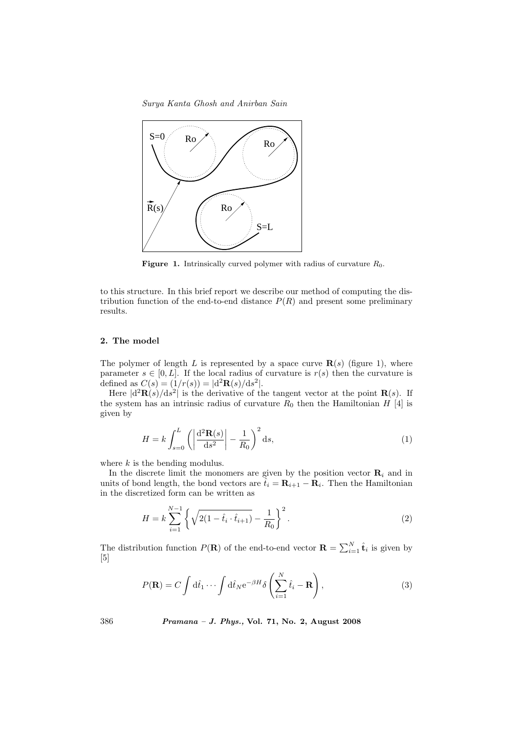**Figure 1.** Intrinsically curved polymer with radius of curvature $R_0$.

to this structure. In this brief report we describe our method of computing the distribution function of the end-to-end distance $P(R)$ and present some preliminary results.

## 2. The model

The polymer of length $L$ is represented by a space curve $\mathbf{R}(s)$ (figure 1), where parameter $s \in [0, L]$. If the local radius of curvature is $r(s)$ then the curvature is defined as $C(s) = (1/r(s)) = |\mathrm{d}^2\mathbf{R}(s)/\mathrm{d}s^2|$.

Here $|\mathrm{d}^2\mathbf{R}(s)/\mathrm{d}s^2|$ is the derivative of the tangent vector at the point $\mathbf{R}(s)$. If the system has an intrinsic radius of curvature $R_0$ then the Hamiltonian $H$ [4] is given by

$$H = k \int_{s=0}^{L} \left( \left| \frac{\mathrm{d}^2\mathbf{R}(s)}{\mathrm{d}s^2} \right| - \frac{1}{R_0} \right)^2 \mathrm{d}s, \tag{1}$$

where $k$ is the bending modulus.

In the discrete limit the monomers are given by the position vector $\mathbf{R}_i$ and in units of bond length, the bond vectors are $\hat{t}_i = \mathbf{R}_{i+1} - \mathbf{R}_i$. Then the Hamiltonian in the discretized form can be written as

$$H = k \sum_{i=1}^{N-1} \left\{ \sqrt{2(1 - \hat{t}_i \cdot \hat{t}_{i+1})} - \frac{1}{R_0} \right\}^2. \tag{2}$$

The distribution function $P(\mathbf{R})$ of the end-to-end vector $\mathbf{R} = \sum_{i=1}^{N} \hat{\mathbf{t}}_i$ is given by [5]

$$P(\mathbf{R}) = C \int \mathrm{d}\hat{t}_1 \cdots \int \mathrm{d}\hat{t}_N \mathrm{e}^{-\beta H} \delta\left( \sum_{i=1}^{N} \hat{t}_i - \mathbf{R} \right), \tag{3}$$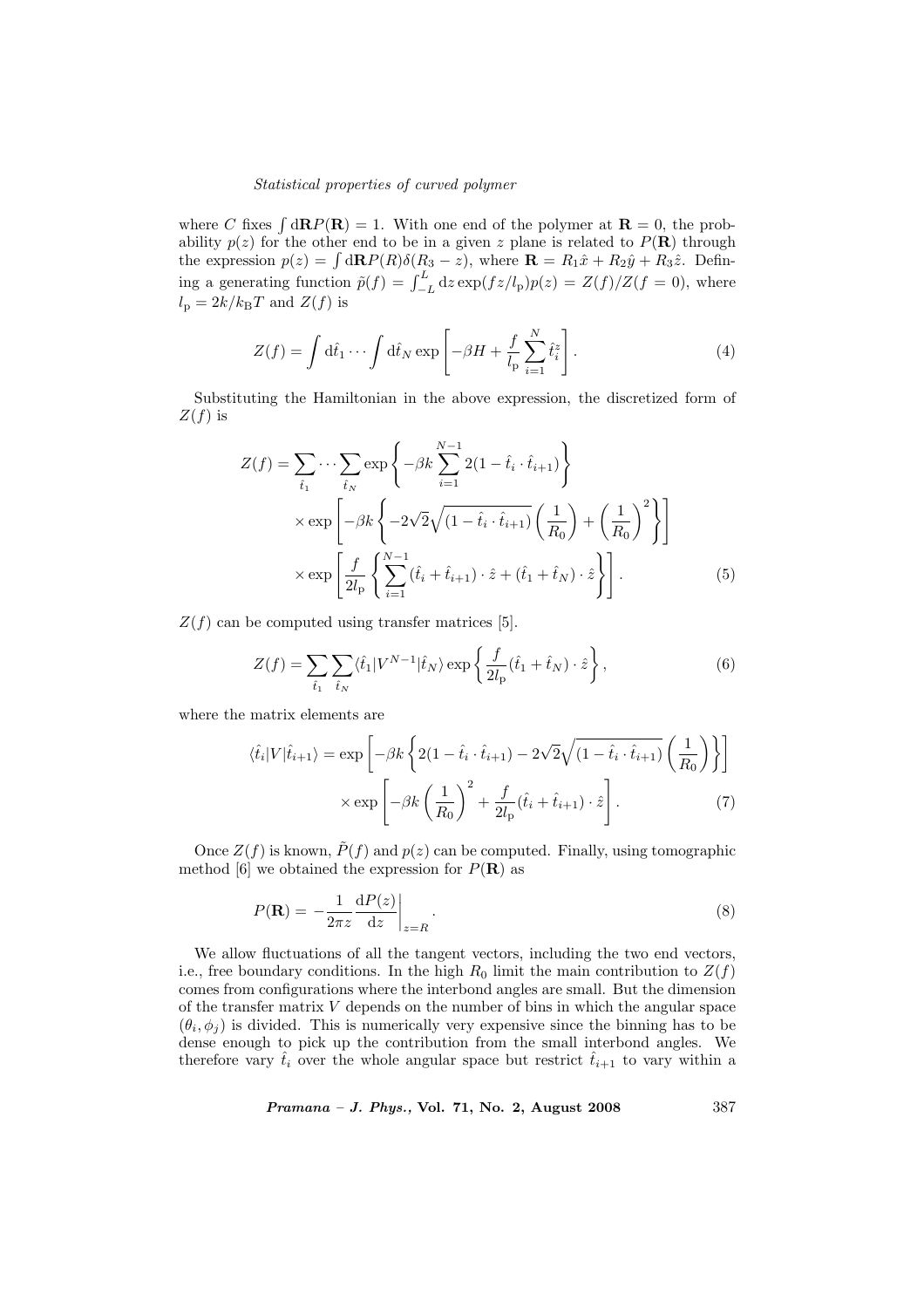where $C$ fixes $\int \mathrm{d}\mathbf{R}P(\mathbf{R}) = 1$. With one end of the polymer at $\mathbf{R} = 0$, the probability $p(z)$ for the other end to be in a given $z$ plane is related to $P(\mathbf{R})$ through the expression $p(z) = \int \mathrm{d}\mathbf{R}P(R)\delta(R_3 - z)$, where $\mathbf{R} = R_1\hat{x} + R_2\hat{y} + R_3\hat{z}$. Defining a generating function $\tilde{p}(f) = \int_{-L}^{L} \mathrm{d}z \exp(fz/l_\mathrm{p})p(z) = Z(f)/Z(f=0)$, where $l_\mathrm{p} = 2k/k_\mathrm{B}T$ and $Z(f)$ is

$$Z(f) = \int \mathrm{d}\hat{t}_1 \cdots \int \mathrm{d}\hat{t}_N \exp\left[-\beta H + \frac{f}{l_\mathrm{p}}\sum_{i=1}^{N}\hat{t}_i^z\right]. \tag{4}$$

Substituting the Hamiltonian in the above expression, the discretized form of $Z(f)$ is

$$\begin{aligned} Z(f) = \sum_{\hat{t}_1} \cdots \sum_{\hat{t}_N} & \exp\left\{-\beta k \sum_{i=1}^{N-1} 2(1 - \hat{t}_i \cdot \hat{t}_{i+1})\right\} \\ & \times \exp\left[-\beta k\left\{-2\sqrt{2}\sqrt{(1 - \hat{t}_i \cdot \hat{t}_{i+1})}\left(\frac{1}{R_0}\right) + \left(\frac{1}{R_0}\right)^2\right\}\right] \\ & \times \exp\left[\frac{f}{2l_\mathrm{p}}\left\{\sum_{i=1}^{N-1}(\hat{t}_i + \hat{t}_{i+1}) \cdot \hat{z} + (\hat{t}_1 + \hat{t}_N) \cdot \hat{z}\right\}\right]. \end{aligned} \tag{5}$$

$Z(f)$ can be computed using transfer matrices [5].

$$Z(f) = \sum_{\hat{t}_1}\sum_{\hat{t}_N} \langle \hat{t}_1 | V^{N-1} | \hat{t}_N \rangle \exp\left\{\frac{f}{2l_\mathrm{p}}(\hat{t}_1 + \hat{t}_N) \cdot \hat{z}\right\}, \tag{6}$$

where the matrix elements are

$$\begin{aligned} \langle \hat{t}_i | V | \hat{t}_{i+1} \rangle = & \exp\left[-\beta k\left\{2(1 - \hat{t}_i \cdot \hat{t}_{i+1}) - 2\sqrt{2}\sqrt{(1 - \hat{t}_i \cdot \hat{t}_{i+1})}\left(\frac{1}{R_0}\right)\right\}\right] \\ & \times \exp\left[-\beta k\left(\frac{1}{R_0}\right)^2 + \frac{f}{2l_\mathrm{p}}(\hat{t}_i + \hat{t}_{i+1}) \cdot \hat{z}\right]. \end{aligned} \tag{7}$$

Once $Z(f)$ is known, $\tilde{P}(f)$ and $p(z)$ can be computed. Finally, using tomographic method [6] we obtained the expression for $P(\mathbf{R})$ as

$$P(\mathbf{R}) = -\frac{1}{2\pi z}\frac{\mathrm{d}P(z)}{\mathrm{d}z}\bigg|_{z=R}. \tag{8}$$

We allow fluctuations of all the tangent vectors, including the two end vectors, i.e., free boundary conditions. In the high $R_0$ limit the main contribution to $Z(f)$ comes from configurations where the interbond angles are small. But the dimension of the transfer matrix $V$ depends on the number of bins in which the angular space $(\theta_i, \phi_j)$ is divided. This is numerically very expensive since the binning has to be dense enough to pick up the contribution from the small interbond angles. We therefore vary $\hat{t}_i$ over the whole angular space but restrict $\hat{t}_{i+1}$ to vary within a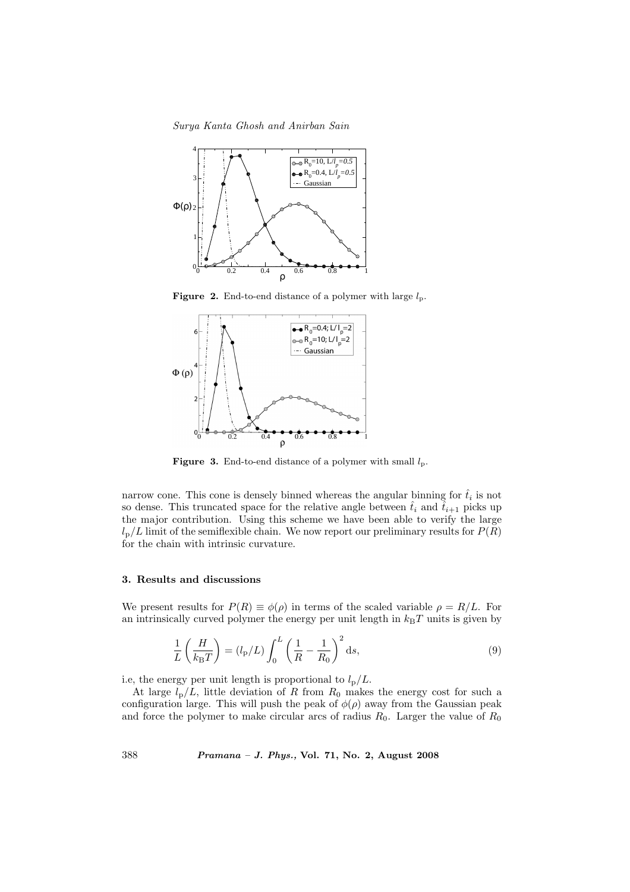**Figure 2.** End-to-end distance of a polymer with large $l_{\mathrm{p}}$.

**Figure 3.** End-to-end distance of a polymer with small $l_{\mathrm{p}}$.

narrow cone. This cone is densely binned whereas the angular binning for $\hat{t}_i$ is not so dense. This truncated space for the relative angle between $\hat{t}_i$ and $\hat{t}_{i+1}$ picks up the major contribution. Using this scheme we have been able to verify the large $l_{\mathrm{p}}/L$ limit of the semiflexible chain. We now report our preliminary results for $P(R)$ for the chain with intrinsic curvature.

### 3. Results and discussions

We present results for $P(R) \equiv \phi(\rho)$ in terms of the scaled variable $\rho = R/L$. For an intrinsically curved polymer the energy per unit length in $k_{\mathrm{B}}T$ units is given by

$$\frac{1}{L}\left(\frac{H}{k_{\mathrm{B}}T}\right) = (l_{\mathrm{p}}/L)\int_0^L \left(\frac{1}{R} - \frac{1}{R_0}\right)^2 \mathrm{d}s, \tag{9}$$

i.e, the energy per unit length is proportional to $l_{\mathrm{p}}/L$.

At large $l_{\mathrm{p}}/L$, little deviation of $R$ from $R_0$ makes the energy cost for such a configuration large. This will push the peak of $\phi(\rho)$ away from the Gaussian peak and force the polymer to make circular arcs of radius $R_0$. Larger the value of $R_0$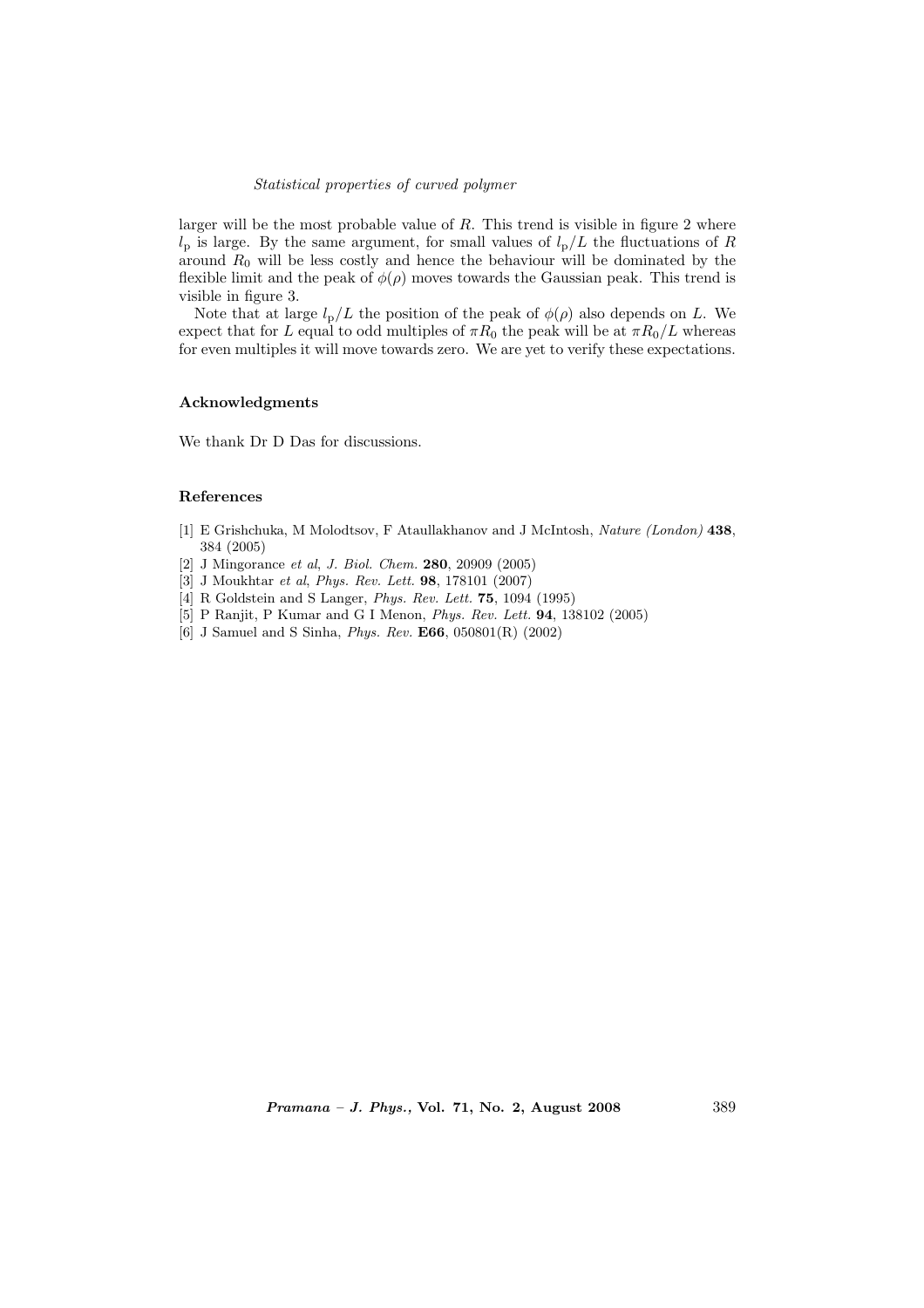larger will be the most probable value of $R$. This trend is visible in figure 2 where $l_{\rm p}$ is large. By the same argument, for small values of $l_{\rm p}/L$ the fluctuations of $R$ around $R_0$ will be less costly and hence the behaviour will be dominated by the flexible limit and the peak of $\phi(\rho)$ moves towards the Gaussian peak. This trend is visible in figure 3.

Note that at large $l_{\rm p}/L$ the position of the peak of $\phi(\rho)$ also depends on $L$. We expect that for $L$ equal to odd multiples of $\pi R_0$ the peak will be at $\pi R_0/L$ whereas for even multiples it will move towards zero. We are yet to verify these expectations.

### Acknowledgments

We thank Dr D Das for discussions.

### References

[1] E Grishchuka, M Molodtsov, F Ataullakhanov and J McIntosh, *Nature (London)* **438**, 384 (2005)

[2] J Mingorance *et al*, *J. Biol. Chem.* **280**, 20909 (2005)

[3] J Moukhtar *et al*, *Phys. Rev. Lett.* **98**, 178101 (2007)

[4] R Goldstein and S Langer, *Phys. Rev. Lett.* **75**, 1094 (1995)

[5] P Ranjit, P Kumar and G I Menon, *Phys. Rev. Lett.* **94**, 138102 (2005)

[6] J Samuel and S Sinha, *Phys. Rev.* **E66**, 050801(R) (2002)